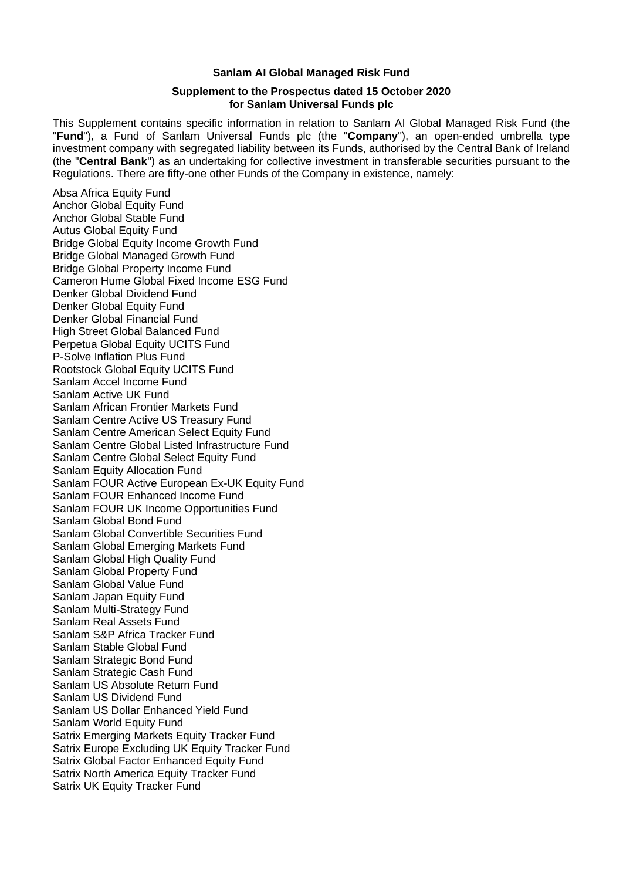**Sanlam AI Global Managed Risk Fund**

**Supplement to the Prospectus dated 15 October 2020**
**for Sanlam Universal Funds plc**

This Supplement contains specific information in relation to Sanlam AI Global Managed Risk Fund (the "**Fund**"), a Fund of Sanlam Universal Funds plc (the "**Company**"), an open-ended umbrella type investment company with segregated liability between its Funds, authorised by the Central Bank of Ireland (the "**Central Bank**") as an undertaking for collective investment in transferable securities pursuant to the Regulations. There are fifty-one other Funds of the Company in existence, namely:

Absa Africa Equity Fund
Anchor Global Equity Fund
Anchor Global Stable Fund
Autus Global Equity Fund
Bridge Global Equity Income Growth Fund
Bridge Global Managed Growth Fund
Bridge Global Property Income Fund
Cameron Hume Global Fixed Income ESG Fund
Denker Global Dividend Fund
Denker Global Equity Fund
Denker Global Financial Fund
High Street Global Balanced Fund
Perpetua Global Equity UCITS Fund
P-Solve Inflation Plus Fund
Rootstock Global Equity UCITS Fund
Sanlam Accel Income Fund
Sanlam Active UK Fund
Sanlam African Frontier Markets Fund
Sanlam Centre Active US Treasury Fund
Sanlam Centre American Select Equity Fund
Sanlam Centre Global Listed Infrastructure Fund
Sanlam Centre Global Select Equity Fund
Sanlam Equity Allocation Fund
Sanlam FOUR Active European Ex-UK Equity Fund
Sanlam FOUR Enhanced Income Fund
Sanlam FOUR UK Income Opportunities Fund
Sanlam Global Bond Fund
Sanlam Global Convertible Securities Fund
Sanlam Global Emerging Markets Fund
Sanlam Global High Quality Fund
Sanlam Global Property Fund
Sanlam Global Value Fund
Sanlam Japan Equity Fund
Sanlam Multi-Strategy Fund
Sanlam Real Assets Fund
Sanlam S&P Africa Tracker Fund
Sanlam Stable Global Fund
Sanlam Strategic Bond Fund
Sanlam Strategic Cash Fund
Sanlam US Absolute Return Fund
Sanlam US Dividend Fund
Sanlam US Dollar Enhanced Yield Fund
Sanlam World Equity Fund
Satrix Emerging Markets Equity Tracker Fund
Satrix Europe Excluding UK Equity Tracker Fund
Satrix Global Factor Enhanced Equity Fund
Satrix North America Equity Tracker Fund
Satrix UK Equity Tracker Fund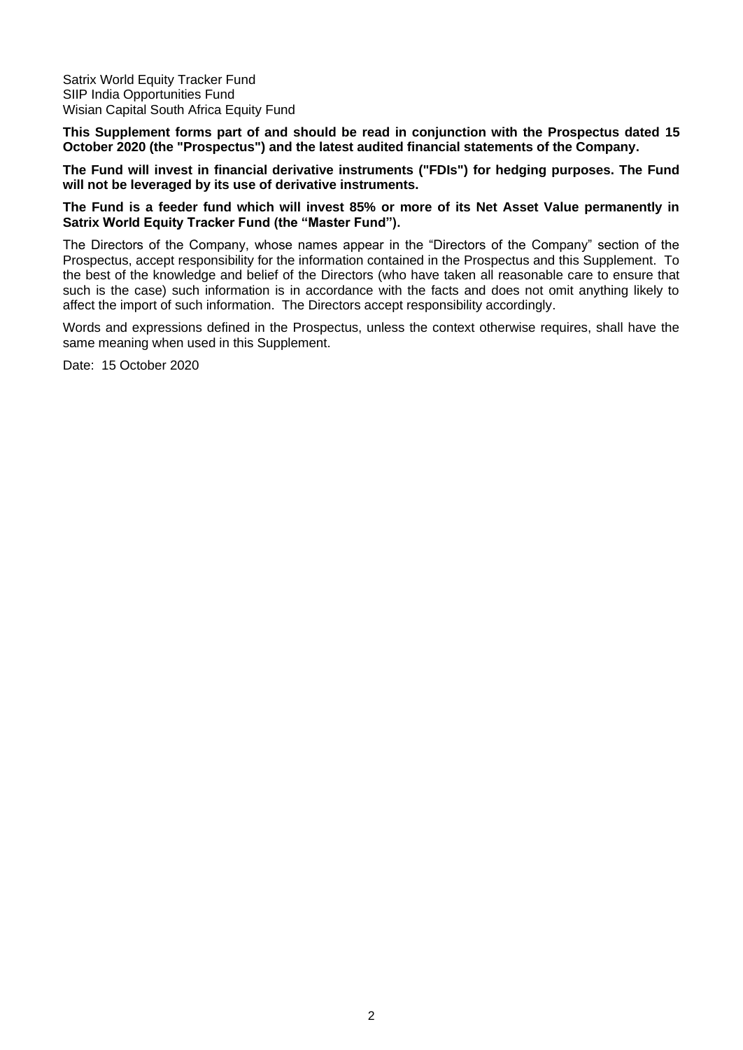Satrix World Equity Tracker Fund
SIIP India Opportunities Fund
Wisian Capital South Africa Equity Fund

**This Supplement forms part of and should be read in conjunction with the Prospectus dated 15 October 2020 (the "Prospectus") and the latest audited financial statements of the Company.**

**The Fund will invest in financial derivative instruments ("FDIs") for hedging purposes. The Fund will not be leveraged by its use of derivative instruments.**

**The Fund is a feeder fund which will invest 85% or more of its Net Asset Value permanently in Satrix World Equity Tracker Fund (the "Master Fund").**

The Directors of the Company, whose names appear in the "Directors of the Company" section of the Prospectus, accept responsibility for the information contained in the Prospectus and this Supplement. To the best of the knowledge and belief of the Directors (who have taken all reasonable care to ensure that such is the case) such information is in accordance with the facts and does not omit anything likely to affect the import of such information. The Directors accept responsibility accordingly.

Words and expressions defined in the Prospectus, unless the context otherwise requires, shall have the same meaning when used in this Supplement.

Date: 15 October 2020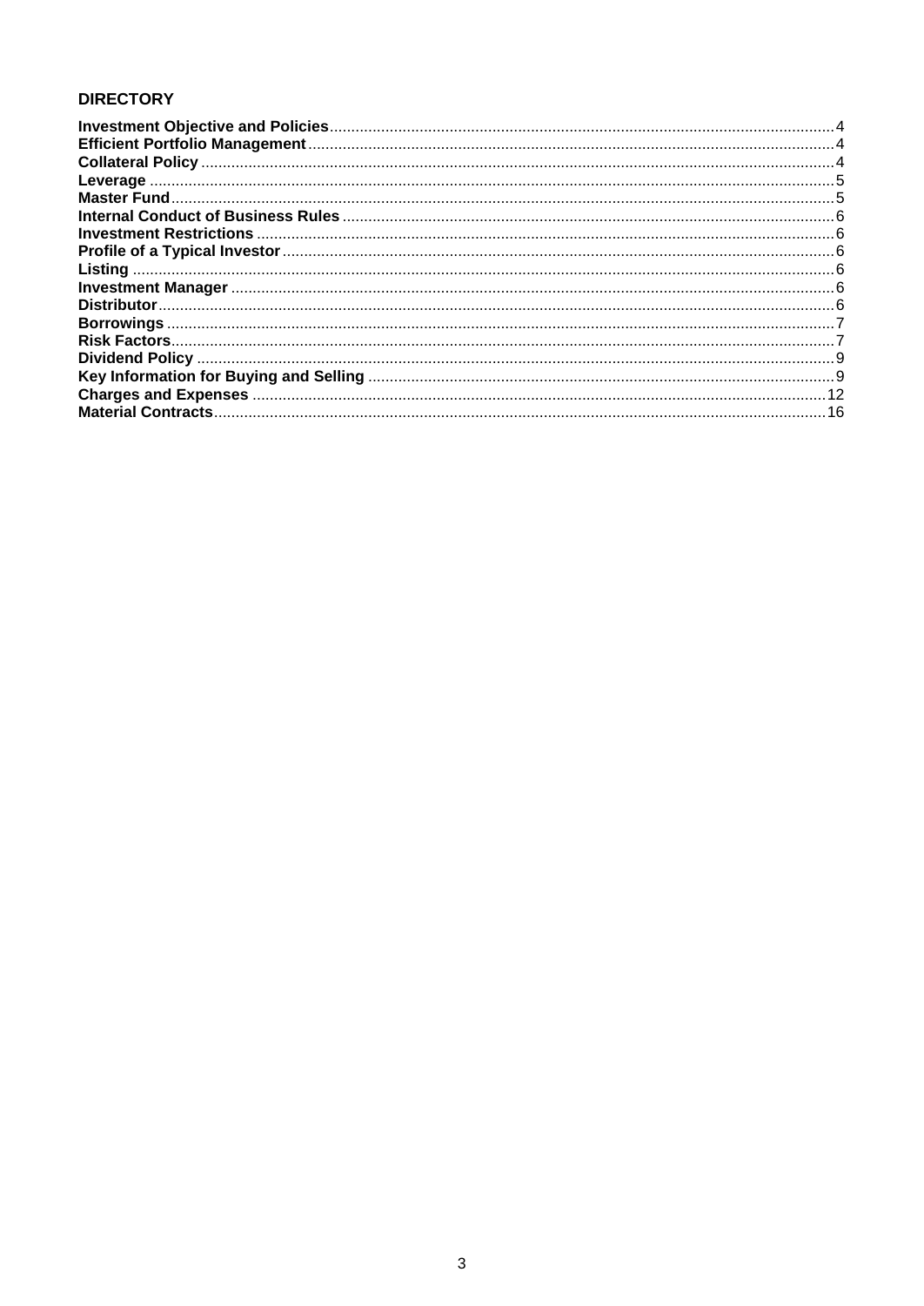## DIRECTORY

| | |
|---|---|
| **Investment Objective and Policies** | 4 |
| **Efficient Portfolio Management** | 4 |
| **Collateral Policy** | 4 |
| **Leverage** | 5 |
| **Master Fund** | 5 |
| **Internal Conduct of Business Rules** | 6 |
| **Investment Restrictions** | 6 |
| **Profile of a Typical Investor** | 6 |
| **Listing** | 6 |
| **Investment Manager** | 6 |
| **Distributor** | 6 |
| **Borrowings** | 7 |
| **Risk Factors** | 7 |
| **Dividend Policy** | 9 |
| **Key Information for Buying and Selling** | 9 |
| **Charges and Expenses** | 12 |
| **Material Contracts** | 16 |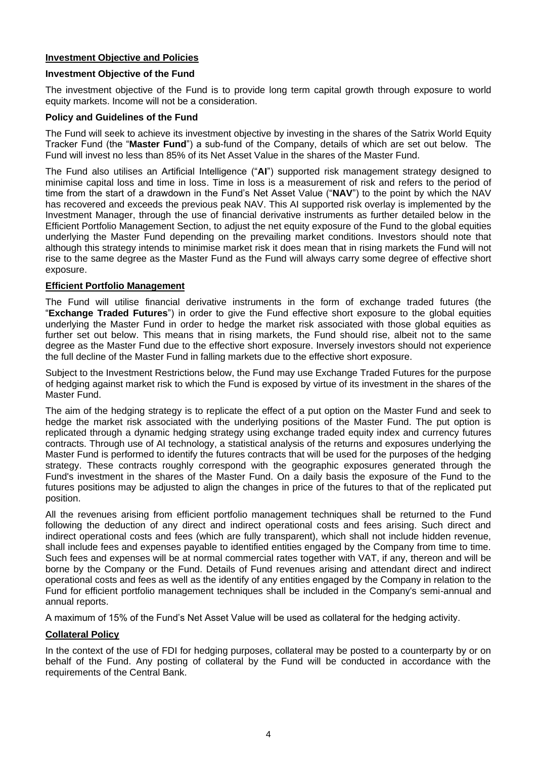## Investment Objective and Policies

### Investment Objective of the Fund

The investment objective of the Fund is to provide long term capital growth through exposure to world equity markets. Income will not be a consideration.

### Policy and Guidelines of the Fund

The Fund will seek to achieve its investment objective by investing in the shares of the Satrix World Equity Tracker Fund (the "**Master Fund**") a sub-fund of the Company, details of which are set out below. The Fund will invest no less than 85% of its Net Asset Value in the shares of the Master Fund.

The Fund also utilises an Artificial Intelligence ("**AI**") supported risk management strategy designed to minimise capital loss and time in loss. Time in loss is a measurement of risk and refers to the period of time from the start of a drawdown in the Fund's Net Asset Value ("**NAV**") to the point by which the NAV has recovered and exceeds the previous peak NAV. This AI supported risk overlay is implemented by the Investment Manager, through the use of financial derivative instruments as further detailed below in the Efficient Portfolio Management Section, to adjust the net equity exposure of the Fund to the global equities underlying the Master Fund depending on the prevailing market conditions. Investors should note that although this strategy intends to minimise market risk it does mean that in rising markets the Fund will not rise to the same degree as the Master Fund as the Fund will always carry some degree of effective short exposure.

## Efficient Portfolio Management

The Fund will utilise financial derivative instruments in the form of exchange traded futures (the "**Exchange Traded Futures**") in order to give the Fund effective short exposure to the global equities underlying the Master Fund in order to hedge the market risk associated with those global equities as further set out below. This means that in rising markets, the Fund should rise, albeit not to the same degree as the Master Fund due to the effective short exposure. Inversely investors should not experience the full decline of the Master Fund in falling markets due to the effective short exposure.

Subject to the Investment Restrictions below, the Fund may use Exchange Traded Futures for the purpose of hedging against market risk to which the Fund is exposed by virtue of its investment in the shares of the Master Fund.

The aim of the hedging strategy is to replicate the effect of a put option on the Master Fund and seek to hedge the market risk associated with the underlying positions of the Master Fund. The put option is replicated through a dynamic hedging strategy using exchange traded equity index and currency futures contracts. Through use of AI technology, a statistical analysis of the returns and exposures underlying the Master Fund is performed to identify the futures contracts that will be used for the purposes of the hedging strategy. These contracts roughly correspond with the geographic exposures generated through the Fund's investment in the shares of the Master Fund. On a daily basis the exposure of the Fund to the futures positions may be adjusted to align the changes in price of the futures to that of the replicated put position.

All the revenues arising from efficient portfolio management techniques shall be returned to the Fund following the deduction of any direct and indirect operational costs and fees arising. Such direct and indirect operational costs and fees (which are fully transparent), which shall not include hidden revenue, shall include fees and expenses payable to identified entities engaged by the Company from time to time. Such fees and expenses will be at normal commercial rates together with VAT, if any, thereon and will be borne by the Company or the Fund. Details of Fund revenues arising and attendant direct and indirect operational costs and fees as well as the identify of any entities engaged by the Company in relation to the Fund for efficient portfolio management techniques shall be included in the Company's semi-annual and annual reports.

A maximum of 15% of the Fund's Net Asset Value will be used as collateral for the hedging activity.

## Collateral Policy

In the context of the use of FDI for hedging purposes, collateral may be posted to a counterparty by or on behalf of the Fund. Any posting of collateral by the Fund will be conducted in accordance with the requirements of the Central Bank.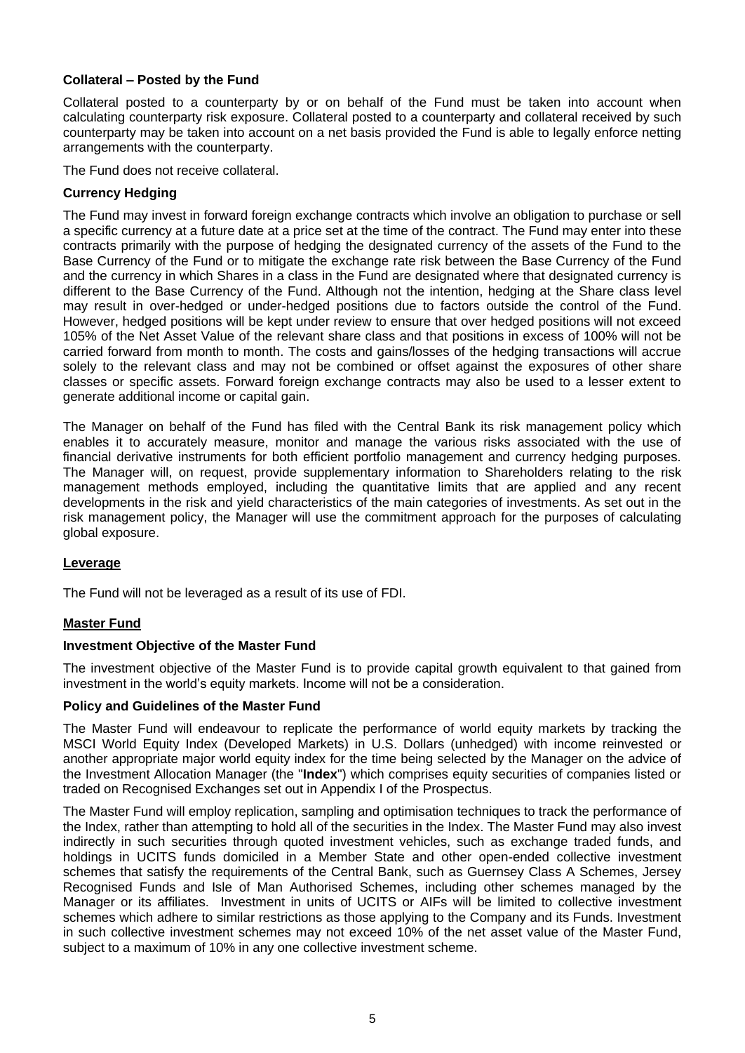**Collateral – Posted by the Fund**

Collateral posted to a counterparty by or on behalf of the Fund must be taken into account when calculating counterparty risk exposure. Collateral posted to a counterparty and collateral received by such counterparty may be taken into account on a net basis provided the Fund is able to legally enforce netting arrangements with the counterparty.

The Fund does not receive collateral.

**Currency Hedging**

The Fund may invest in forward foreign exchange contracts which involve an obligation to purchase or sell a specific currency at a future date at a price set at the time of the contract. The Fund may enter into these contracts primarily with the purpose of hedging the designated currency of the assets of the Fund to the Base Currency of the Fund or to mitigate the exchange rate risk between the Base Currency of the Fund and the currency in which Shares in a class in the Fund are designated where that designated currency is different to the Base Currency of the Fund. Although not the intention, hedging at the Share class level may result in over-hedged or under-hedged positions due to factors outside the control of the Fund. However, hedged positions will be kept under review to ensure that over hedged positions will not exceed 105% of the Net Asset Value of the relevant share class and that positions in excess of 100% will not be carried forward from month to month. The costs and gains/losses of the hedging transactions will accrue solely to the relevant class and may not be combined or offset against the exposures of other share classes or specific assets. Forward foreign exchange contracts may also be used to a lesser extent to generate additional income or capital gain.

The Manager on behalf of the Fund has filed with the Central Bank its risk management policy which enables it to accurately measure, monitor and manage the various risks associated with the use of financial derivative instruments for both efficient portfolio management and currency hedging purposes. The Manager will, on request, provide supplementary information to Shareholders relating to the risk management methods employed, including the quantitative limits that are applied and any recent developments in the risk and yield characteristics of the main categories of investments. As set out in the risk management policy, the Manager will use the commitment approach for the purposes of calculating global exposure.

**Leverage**

The Fund will not be leveraged as a result of its use of FDI.

**Master Fund**

**Investment Objective of the Master Fund**

The investment objective of the Master Fund is to provide capital growth equivalent to that gained from investment in the world's equity markets. Income will not be a consideration.

**Policy and Guidelines of the Master Fund**

The Master Fund will endeavour to replicate the performance of world equity markets by tracking the MSCI World Equity Index (Developed Markets) in U.S. Dollars (unhedged) with income reinvested or another appropriate major world equity index for the time being selected by the Manager on the advice of the Investment Allocation Manager (the "**Index**") which comprises equity securities of companies listed or traded on Recognised Exchanges set out in Appendix I of the Prospectus.

The Master Fund will employ replication, sampling and optimisation techniques to track the performance of the Index, rather than attempting to hold all of the securities in the Index. The Master Fund may also invest indirectly in such securities through quoted investment vehicles, such as exchange traded funds, and holdings in UCITS funds domiciled in a Member State and other open-ended collective investment schemes that satisfy the requirements of the Central Bank, such as Guernsey Class A Schemes, Jersey Recognised Funds and Isle of Man Authorised Schemes, including other schemes managed by the Manager or its affiliates. Investment in units of UCITS or AIFs will be limited to collective investment schemes which adhere to similar restrictions as those applying to the Company and its Funds. Investment in such collective investment schemes may not exceed 10% of the net asset value of the Master Fund, subject to a maximum of 10% in any one collective investment scheme.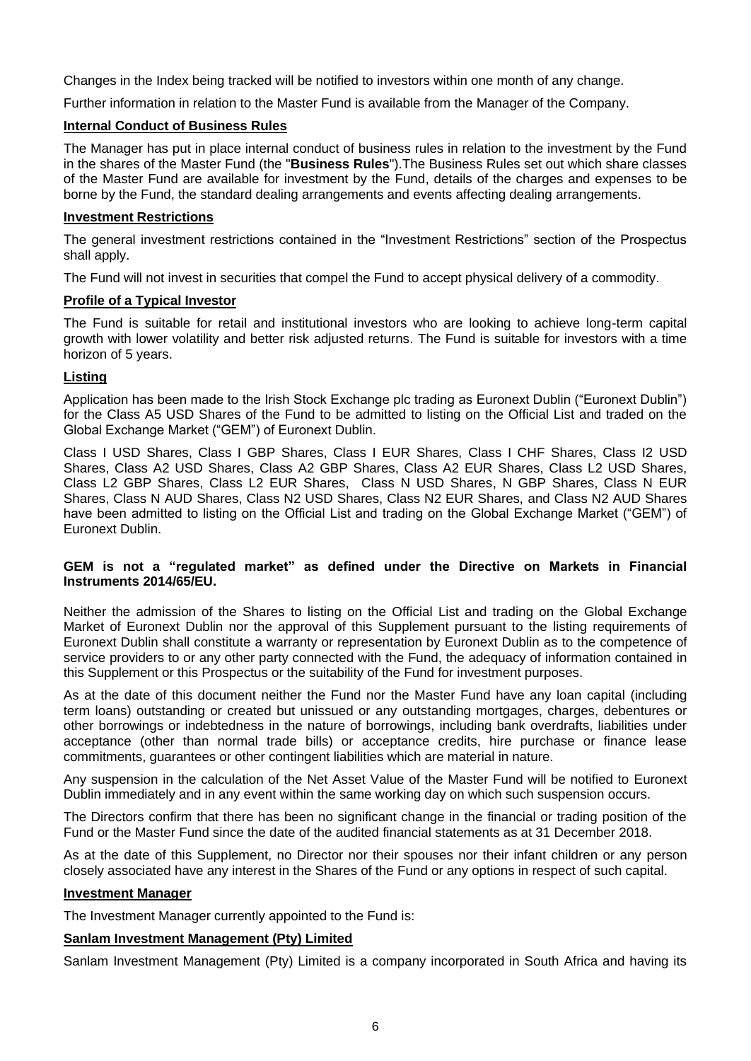Changes in the Index being tracked will be notified to investors within one month of any change.

Further information in relation to the Master Fund is available from the Manager of the Company.

## Internal Conduct of Business Rules

The Manager has put in place internal conduct of business rules in relation to the investment by the Fund in the shares of the Master Fund (the "**Business Rules**").The Business Rules set out which share classes of the Master Fund are available for investment by the Fund, details of the charges and expenses to be borne by the Fund, the standard dealing arrangements and events affecting dealing arrangements.

## Investment Restrictions

The general investment restrictions contained in the "Investment Restrictions" section of the Prospectus shall apply.

The Fund will not invest in securities that compel the Fund to accept physical delivery of a commodity.

## Profile of a Typical Investor

The Fund is suitable for retail and institutional investors who are looking to achieve long-term capital growth with lower volatility and better risk adjusted returns. The Fund is suitable for investors with a time horizon of 5 years.

## Listing

Application has been made to the Irish Stock Exchange plc trading as Euronext Dublin ("Euronext Dublin") for the Class A5 USD Shares of the Fund to be admitted to listing on the Official List and traded on the Global Exchange Market ("GEM") of Euronext Dublin.

Class I USD Shares, Class I GBP Shares, Class I EUR Shares, Class I CHF Shares, Class I2 USD Shares, Class A2 USD Shares, Class A2 GBP Shares, Class A2 EUR Shares, Class L2 USD Shares, Class L2 GBP Shares, Class L2 EUR Shares, Class N USD Shares, N GBP Shares, Class N EUR Shares, Class N AUD Shares, Class N2 USD Shares, Class N2 EUR Shares, and Class N2 AUD Shares have been admitted to listing on the Official List and trading on the Global Exchange Market ("GEM") of Euronext Dublin.

**GEM is not a "regulated market" as defined under the Directive on Markets in Financial Instruments 2014/65/EU.**

Neither the admission of the Shares to listing on the Official List and trading on the Global Exchange Market of Euronext Dublin nor the approval of this Supplement pursuant to the listing requirements of Euronext Dublin shall constitute a warranty or representation by Euronext Dublin as to the competence of service providers to or any other party connected with the Fund, the adequacy of information contained in this Supplement or this Prospectus or the suitability of the Fund for investment purposes.

As at the date of this document neither the Fund nor the Master Fund have any loan capital (including term loans) outstanding or created but unissued or any outstanding mortgages, charges, debentures or other borrowings or indebtedness in the nature of borrowings, including bank overdrafts, liabilities under acceptance (other than normal trade bills) or acceptance credits, hire purchase or finance lease commitments, guarantees or other contingent liabilities which are material in nature.

Any suspension in the calculation of the Net Asset Value of the Master Fund will be notified to Euronext Dublin immediately and in any event within the same working day on which such suspension occurs.

The Directors confirm that there has been no significant change in the financial or trading position of the Fund or the Master Fund since the date of the audited financial statements as at 31 December 2018.

As at the date of this Supplement, no Director nor their spouses nor their infant children or any person closely associated have any interest in the Shares of the Fund or any options in respect of such capital.

## Investment Manager

The Investment Manager currently appointed to the Fund is:

### Sanlam Investment Management (Pty) Limited

Sanlam Investment Management (Pty) Limited is a company incorporated in South Africa and having its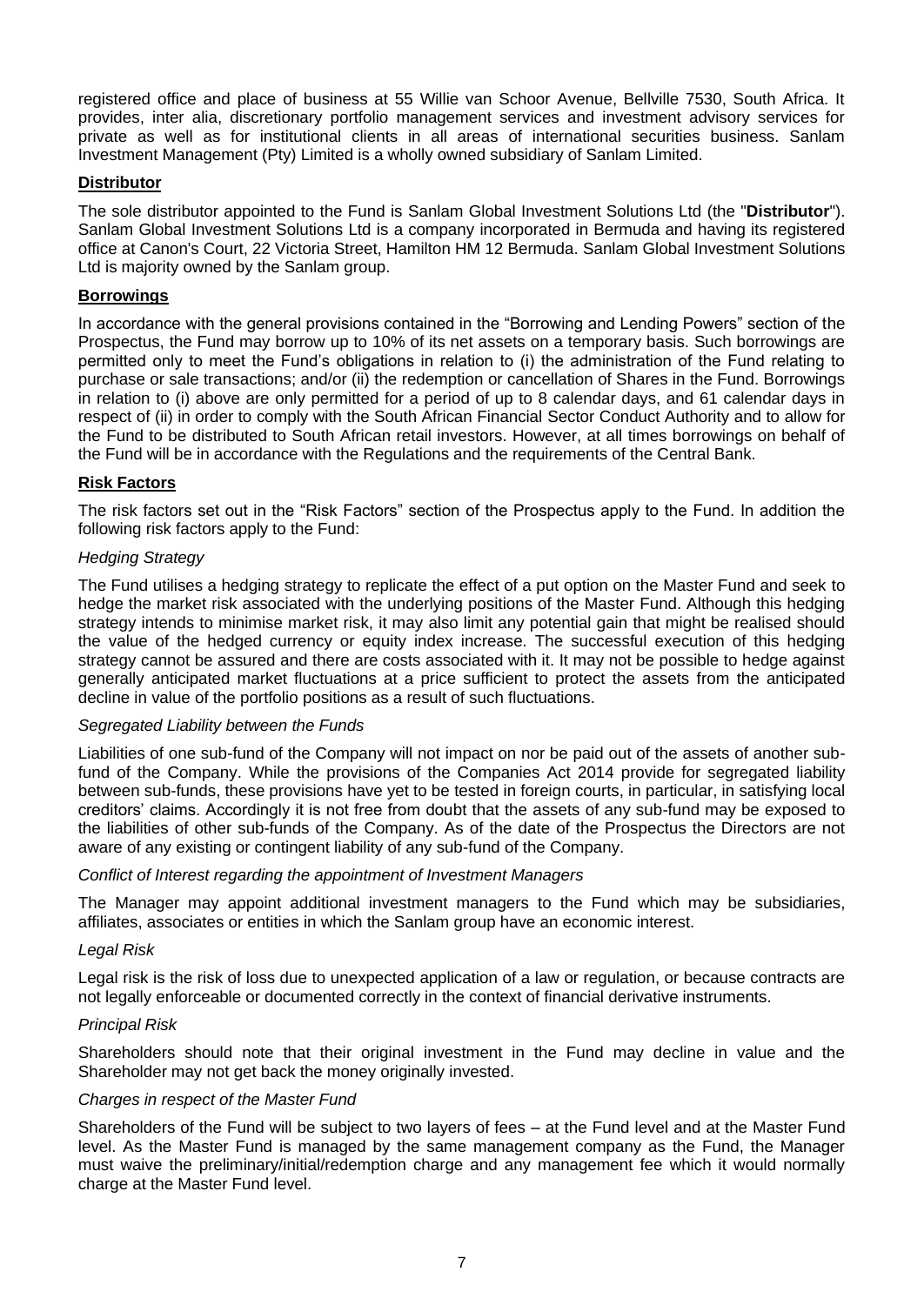registered office and place of business at 55 Willie van Schoor Avenue, Bellville 7530, South Africa. It provides, inter alia, discretionary portfolio management services and investment advisory services for private as well as for institutional clients in all areas of international securities business. Sanlam Investment Management (Pty) Limited is a wholly owned subsidiary of Sanlam Limited.

## Distributor

The sole distributor appointed to the Fund is Sanlam Global Investment Solutions Ltd (the "**Distributor**"). Sanlam Global Investment Solutions Ltd is a company incorporated in Bermuda and having its registered office at Canon's Court, 22 Victoria Street, Hamilton HM 12 Bermuda. Sanlam Global Investment Solutions Ltd is majority owned by the Sanlam group.

## Borrowings

In accordance with the general provisions contained in the "Borrowing and Lending Powers" section of the Prospectus, the Fund may borrow up to 10% of its net assets on a temporary basis. Such borrowings are permitted only to meet the Fund's obligations in relation to (i) the administration of the Fund relating to purchase or sale transactions; and/or (ii) the redemption or cancellation of Shares in the Fund. Borrowings in relation to (i) above are only permitted for a period of up to 8 calendar days, and 61 calendar days in respect of (ii) in order to comply with the South African Financial Sector Conduct Authority and to allow for the Fund to be distributed to South African retail investors. However, at all times borrowings on behalf of the Fund will be in accordance with the Regulations and the requirements of the Central Bank.

## Risk Factors

The risk factors set out in the "Risk Factors" section of the Prospectus apply to the Fund. In addition the following risk factors apply to the Fund:

*Hedging Strategy*

The Fund utilises a hedging strategy to replicate the effect of a put option on the Master Fund and seek to hedge the market risk associated with the underlying positions of the Master Fund. Although this hedging strategy intends to minimise market risk, it may also limit any potential gain that might be realised should the value of the hedged currency or equity index increase. The successful execution of this hedging strategy cannot be assured and there are costs associated with it. It may not be possible to hedge against generally anticipated market fluctuations at a price sufficient to protect the assets from the anticipated decline in value of the portfolio positions as a result of such fluctuations.

*Segregated Liability between the Funds*

Liabilities of one sub-fund of the Company will not impact on nor be paid out of the assets of another sub-fund of the Company. While the provisions of the Companies Act 2014 provide for segregated liability between sub-funds, these provisions have yet to be tested in foreign courts, in particular, in satisfying local creditors' claims. Accordingly it is not free from doubt that the assets of any sub-fund may be exposed to the liabilities of other sub-funds of the Company. As of the date of the Prospectus the Directors are not aware of any existing or contingent liability of any sub-fund of the Company.

*Conflict of Interest regarding the appointment of Investment Managers*

The Manager may appoint additional investment managers to the Fund which may be subsidiaries, affiliates, associates or entities in which the Sanlam group have an economic interest.

*Legal Risk*

Legal risk is the risk of loss due to unexpected application of a law or regulation, or because contracts are not legally enforceable or documented correctly in the context of financial derivative instruments.

*Principal Risk*

Shareholders should note that their original investment in the Fund may decline in value and the Shareholder may not get back the money originally invested.

*Charges in respect of the Master Fund*

Shareholders of the Fund will be subject to two layers of fees – at the Fund level and at the Master Fund level. As the Master Fund is managed by the same management company as the Fund, the Manager must waive the preliminary/initial/redemption charge and any management fee which it would normally charge at the Master Fund level.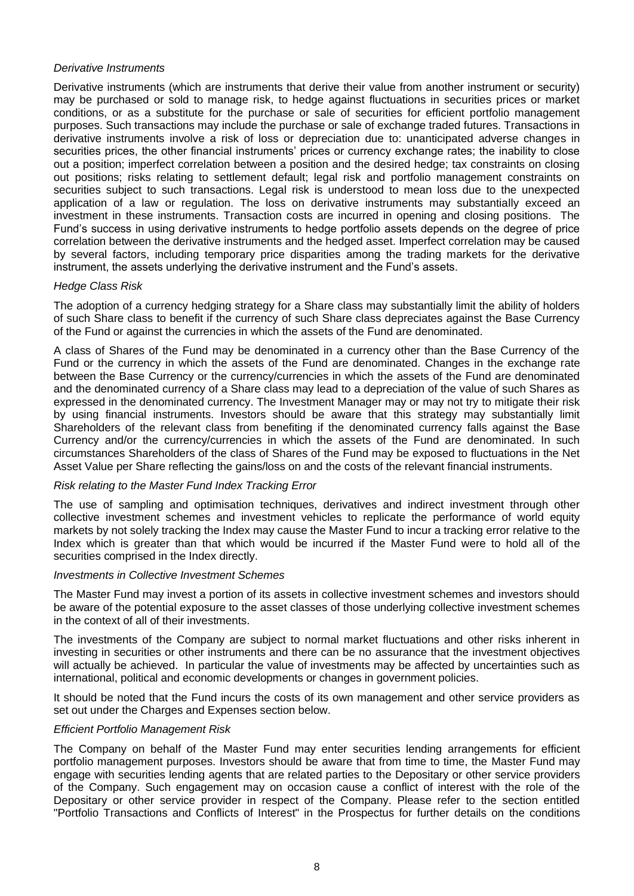*Derivative Instruments*

Derivative instruments (which are instruments that derive their value from another instrument or security) may be purchased or sold to manage risk, to hedge against fluctuations in securities prices or market conditions, or as a substitute for the purchase or sale of securities for efficient portfolio management purposes. Such transactions may include the purchase or sale of exchange traded futures. Transactions in derivative instruments involve a risk of loss or depreciation due to: unanticipated adverse changes in securities prices, the other financial instruments' prices or currency exchange rates; the inability to close out a position; imperfect correlation between a position and the desired hedge; tax constraints on closing out positions; risks relating to settlement default; legal risk and portfolio management constraints on securities subject to such transactions. Legal risk is understood to mean loss due to the unexpected application of a law or regulation. The loss on derivative instruments may substantially exceed an investment in these instruments. Transaction costs are incurred in opening and closing positions. The Fund's success in using derivative instruments to hedge portfolio assets depends on the degree of price correlation between the derivative instruments and the hedged asset. Imperfect correlation may be caused by several factors, including temporary price disparities among the trading markets for the derivative instrument, the assets underlying the derivative instrument and the Fund's assets.

*Hedge Class Risk*

The adoption of a currency hedging strategy for a Share class may substantially limit the ability of holders of such Share class to benefit if the currency of such Share class depreciates against the Base Currency of the Fund or against the currencies in which the assets of the Fund are denominated.

A class of Shares of the Fund may be denominated in a currency other than the Base Currency of the Fund or the currency in which the assets of the Fund are denominated. Changes in the exchange rate between the Base Currency or the currency/currencies in which the assets of the Fund are denominated and the denominated currency of a Share class may lead to a depreciation of the value of such Shares as expressed in the denominated currency. The Investment Manager may or may not try to mitigate their risk by using financial instruments. Investors should be aware that this strategy may substantially limit Shareholders of the relevant class from benefiting if the denominated currency falls against the Base Currency and/or the currency/currencies in which the assets of the Fund are denominated. In such circumstances Shareholders of the class of Shares of the Fund may be exposed to fluctuations in the Net Asset Value per Share reflecting the gains/loss on and the costs of the relevant financial instruments.

*Risk relating to the Master Fund Index Tracking Error*

The use of sampling and optimisation techniques, derivatives and indirect investment through other collective investment schemes and investment vehicles to replicate the performance of world equity markets by not solely tracking the Index may cause the Master Fund to incur a tracking error relative to the Index which is greater than that which would be incurred if the Master Fund were to hold all of the securities comprised in the Index directly.

*Investments in Collective Investment Schemes*

The Master Fund may invest a portion of its assets in collective investment schemes and investors should be aware of the potential exposure to the asset classes of those underlying collective investment schemes in the context of all of their investments.

The investments of the Company are subject to normal market fluctuations and other risks inherent in investing in securities or other instruments and there can be no assurance that the investment objectives will actually be achieved. In particular the value of investments may be affected by uncertainties such as international, political and economic developments or changes in government policies.

It should be noted that the Fund incurs the costs of its own management and other service providers as set out under the Charges and Expenses section below.

*Efficient Portfolio Management Risk*

The Company on behalf of the Master Fund may enter securities lending arrangements for efficient portfolio management purposes. Investors should be aware that from time to time, the Master Fund may engage with securities lending agents that are related parties to the Depositary or other service providers of the Company. Such engagement may on occasion cause a conflict of interest with the role of the Depositary or other service provider in respect of the Company. Please refer to the section entitled "Portfolio Transactions and Conflicts of Interest" in the Prospectus for further details on the conditions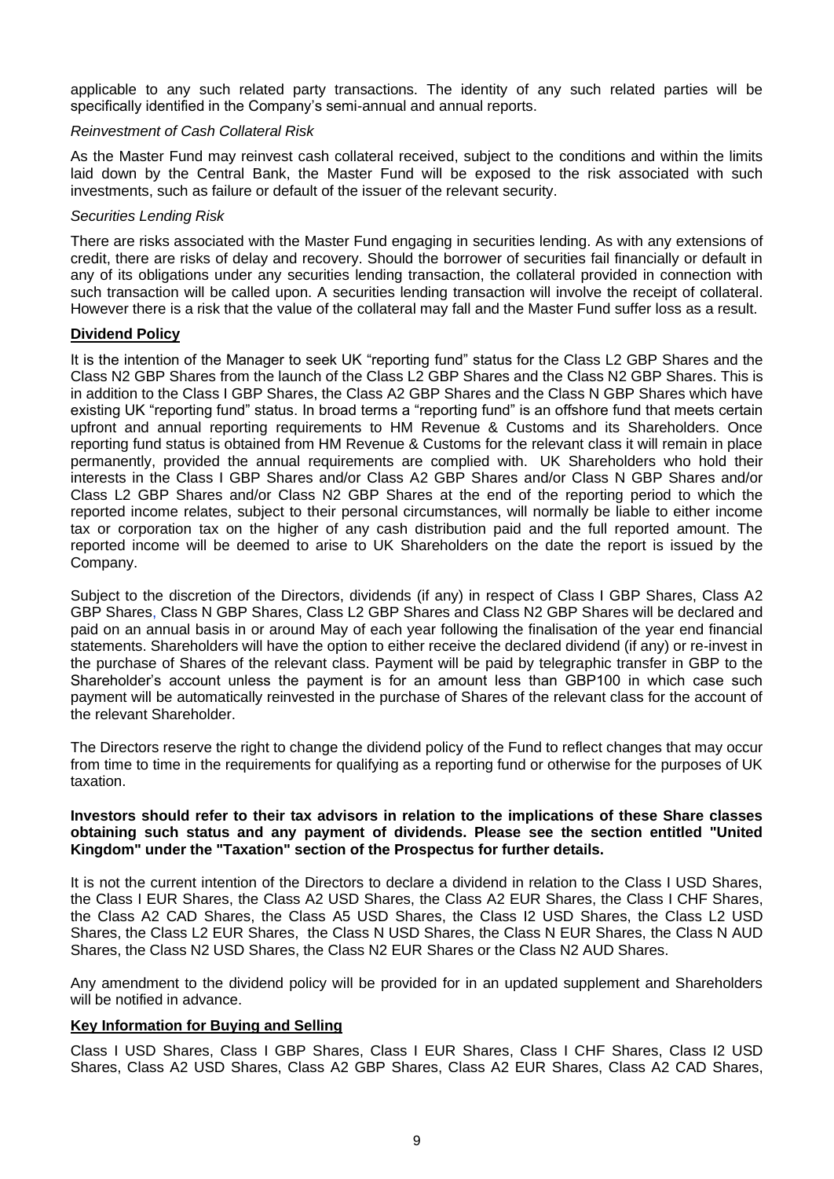applicable to any such related party transactions. The identity of any such related parties will be specifically identified in the Company's semi-annual and annual reports.

*Reinvestment of Cash Collateral Risk*

As the Master Fund may reinvest cash collateral received, subject to the conditions and within the limits laid down by the Central Bank, the Master Fund will be exposed to the risk associated with such investments, such as failure or default of the issuer of the relevant security.

*Securities Lending Risk*

There are risks associated with the Master Fund engaging in securities lending. As with any extensions of credit, there are risks of delay and recovery. Should the borrower of securities fail financially or default in any of its obligations under any securities lending transaction, the collateral provided in connection with such transaction will be called upon. A securities lending transaction will involve the receipt of collateral. However there is a risk that the value of the collateral may fall and the Master Fund suffer loss as a result.

**Dividend Policy**

It is the intention of the Manager to seek UK "reporting fund" status for the Class L2 GBP Shares and the Class N2 GBP Shares from the launch of the Class L2 GBP Shares and the Class N2 GBP Shares. This is in addition to the Class I GBP Shares, the Class A2 GBP Shares and the Class N GBP Shares which have existing UK "reporting fund" status. In broad terms a "reporting fund" is an offshore fund that meets certain upfront and annual reporting requirements to HM Revenue & Customs and its Shareholders. Once reporting fund status is obtained from HM Revenue & Customs for the relevant class it will remain in place permanently, provided the annual requirements are complied with. UK Shareholders who hold their interests in the Class I GBP Shares and/or Class A2 GBP Shares and/or Class N GBP Shares and/or Class L2 GBP Shares and/or Class N2 GBP Shares at the end of the reporting period to which the reported income relates, subject to their personal circumstances, will normally be liable to either income tax or corporation tax on the higher of any cash distribution paid and the full reported amount. The reported income will be deemed to arise to UK Shareholders on the date the report is issued by the Company.

Subject to the discretion of the Directors, dividends (if any) in respect of Class I GBP Shares, Class A2 GBP Shares, Class N GBP Shares, Class L2 GBP Shares and Class N2 GBP Shares will be declared and paid on an annual basis in or around May of each year following the finalisation of the year end financial statements. Shareholders will have the option to either receive the declared dividend (if any) or re-invest in the purchase of Shares of the relevant class. Payment will be paid by telegraphic transfer in GBP to the Shareholder's account unless the payment is for an amount less than GBP100 in which case such payment will be automatically reinvested in the purchase of Shares of the relevant class for the account of the relevant Shareholder.

The Directors reserve the right to change the dividend policy of the Fund to reflect changes that may occur from time to time in the requirements for qualifying as a reporting fund or otherwise for the purposes of UK taxation.

**Investors should refer to their tax advisors in relation to the implications of these Share classes obtaining such status and any payment of dividends. Please see the section entitled "United Kingdom" under the "Taxation" section of the Prospectus for further details.**

It is not the current intention of the Directors to declare a dividend in relation to the Class I USD Shares, the Class I EUR Shares, the Class A2 USD Shares, the Class A2 EUR Shares, the Class I CHF Shares, the Class A2 CAD Shares, the Class A5 USD Shares, the Class I2 USD Shares, the Class L2 USD Shares, the Class L2 EUR Shares, the Class N USD Shares, the Class N EUR Shares, the Class N AUD Shares, the Class N2 USD Shares, the Class N2 EUR Shares or the Class N2 AUD Shares.

Any amendment to the dividend policy will be provided for in an updated supplement and Shareholders will be notified in advance.

**Key Information for Buying and Selling**

Class I USD Shares, Class I GBP Shares, Class I EUR Shares, Class I CHF Shares, Class I2 USD Shares, Class A2 USD Shares, Class A2 GBP Shares, Class A2 EUR Shares, Class A2 CAD Shares,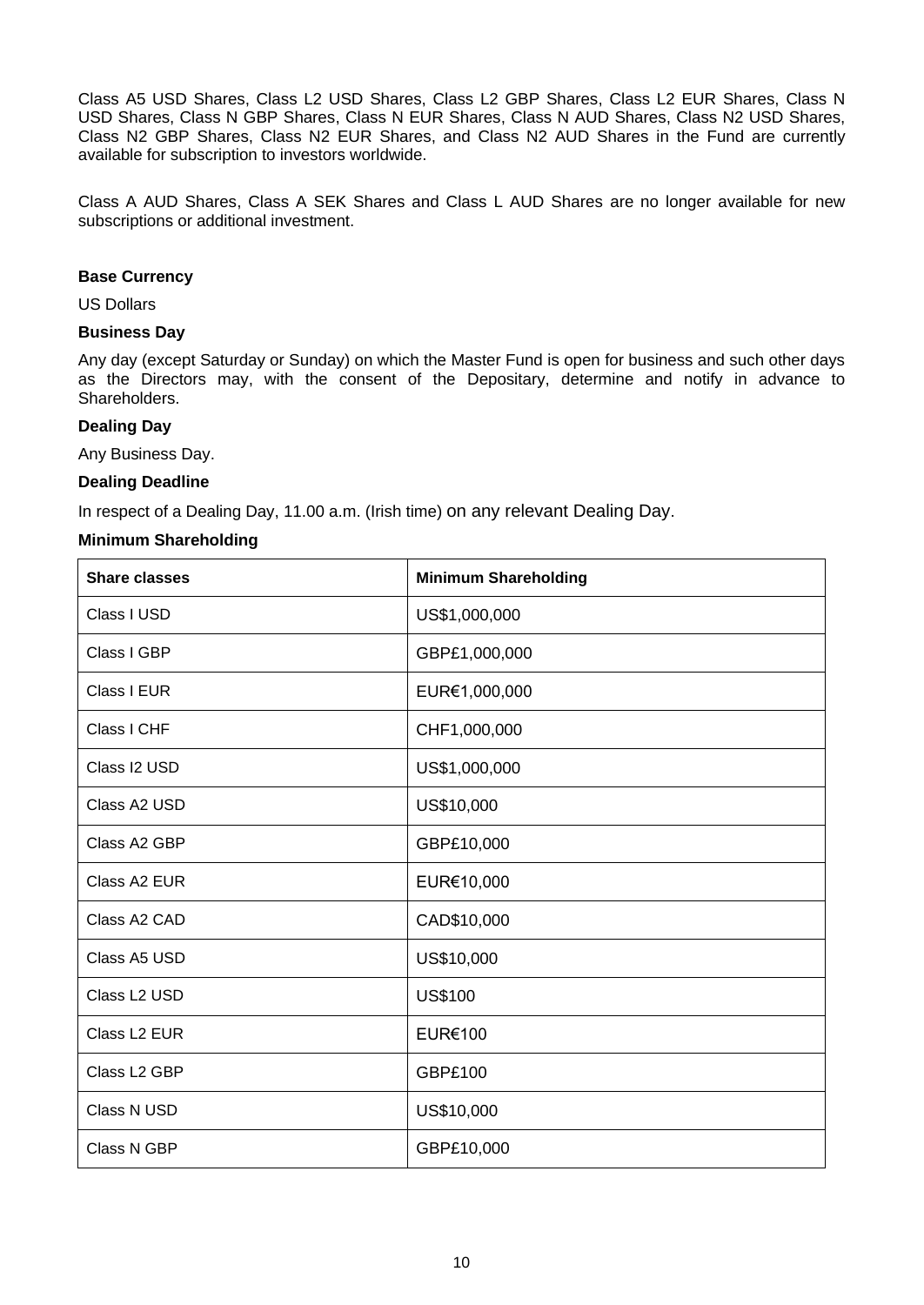Class A5 USD Shares, Class L2 USD Shares, Class L2 GBP Shares, Class L2 EUR Shares, Class N USD Shares, Class N GBP Shares, Class N EUR Shares, Class N AUD Shares, Class N2 USD Shares, Class N2 GBP Shares, Class N2 EUR Shares, and Class N2 AUD Shares in the Fund are currently available for subscription to investors worldwide.

Class A AUD Shares, Class A SEK Shares and Class L AUD Shares are no longer available for new subscriptions or additional investment.

**Base Currency**

US Dollars

**Business Day**

Any day (except Saturday or Sunday) on which the Master Fund is open for business and such other days as the Directors may, with the consent of the Depositary, determine and notify in advance to Shareholders.

**Dealing Day**

Any Business Day.

**Dealing Deadline**

In respect of a Dealing Day, 11.00 a.m. (Irish time) on any relevant Dealing Day.

**Minimum Shareholding**

| **Share classes** | **Minimum Shareholding** |
|---|---|
| Class I USD | US$1,000,000 |
| Class I GBP | GBP£1,000,000 |
| Class I EUR | EUR€1,000,000 |
| Class I CHF | CHF1,000,000 |
| Class I2 USD | US$1,000,000 |
| Class A2 USD | US$10,000 |
| Class A2 GBP | GBP£10,000 |
| Class A2 EUR | EUR€10,000 |
| Class A2 CAD | CAD$10,000 |
| Class A5 USD | US$10,000 |
| Class L2 USD | US$100 |
| Class L2 EUR | EUR€100 |
| Class L2 GBP | GBP£100 |
| Class N USD | US$10,000 |
| Class N GBP | GBP£10,000 |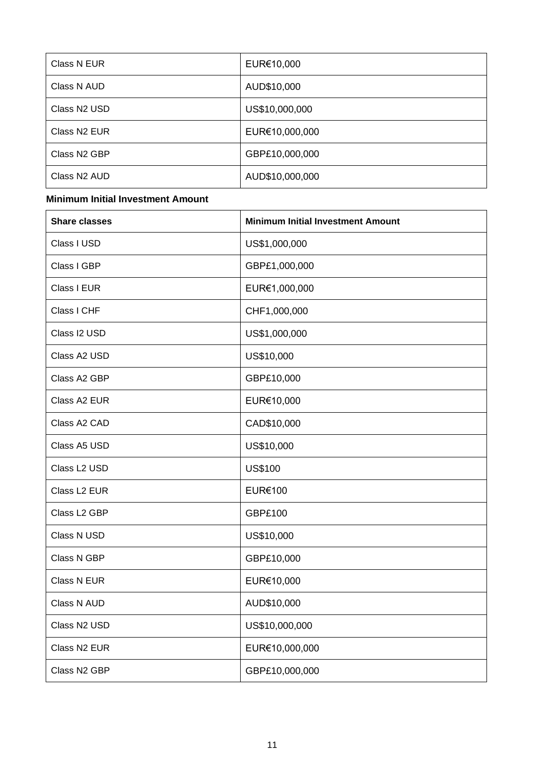| | |
|---|---|
| Class N EUR | EUR€10,000 |
| Class N AUD | AUD$10,000 |
| Class N2 USD | US$10,000,000 |
| Class N2 EUR | EUR€10,000,000 |
| Class N2 GBP | GBP£10,000,000 |
| Class N2 AUD | AUD$10,000,000 |

**Minimum Initial Investment Amount**

| Share classes | Minimum Initial Investment Amount |
|---|---|
| Class I USD | US$1,000,000 |
| Class I GBP | GBP£1,000,000 |
| Class I EUR | EUR€1,000,000 |
| Class I CHF | CHF1,000,000 |
| Class I2 USD | US$1,000,000 |
| Class A2 USD | US$10,000 |
| Class A2 GBP | GBP£10,000 |
| Class A2 EUR | EUR€10,000 |
| Class A2 CAD | CAD$10,000 |
| Class A5 USD | US$10,000 |
| Class L2 USD | US$100 |
| Class L2 EUR | EUR€100 |
| Class L2 GBP | GBP£100 |
| Class N USD | US$10,000 |
| Class N GBP | GBP£10,000 |
| Class N EUR | EUR€10,000 |
| Class N AUD | AUD$10,000 |
| Class N2 USD | US$10,000,000 |
| Class N2 EUR | EUR€10,000,000 |
| Class N2 GBP | GBP£10,000,000 |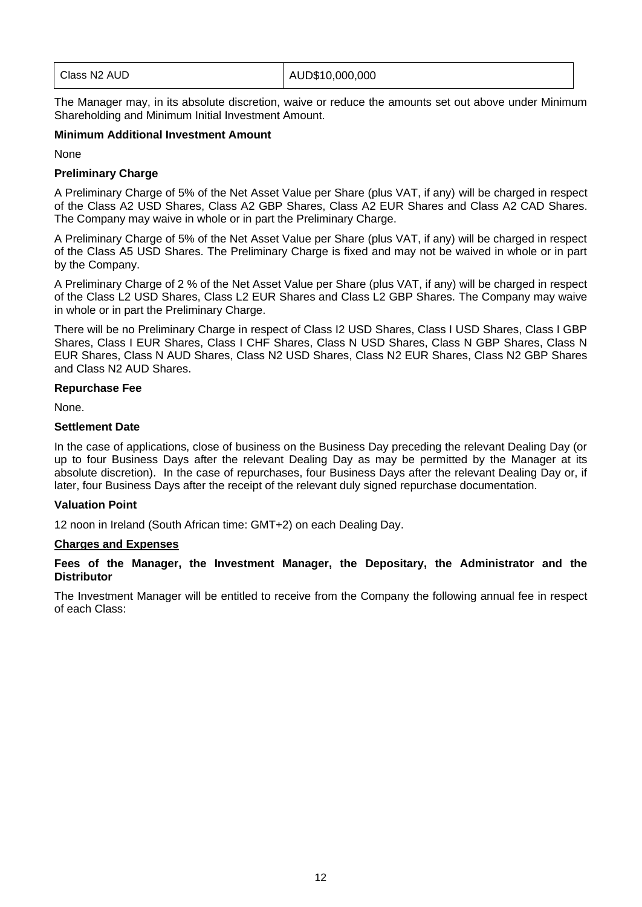| | |
|---|---|
| Class N2 AUD | AUD$10,000,000 |

The Manager may, in its absolute discretion, waive or reduce the amounts set out above under Minimum Shareholding and Minimum Initial Investment Amount.

**Minimum Additional Investment Amount**

None

**Preliminary Charge**

A Preliminary Charge of 5% of the Net Asset Value per Share (plus VAT, if any) will be charged in respect of the Class A2 USD Shares, Class A2 GBP Shares, Class A2 EUR Shares and Class A2 CAD Shares. The Company may waive in whole or in part the Preliminary Charge.

A Preliminary Charge of 5% of the Net Asset Value per Share (plus VAT, if any) will be charged in respect of the Class A5 USD Shares. The Preliminary Charge is fixed and may not be waived in whole or in part by the Company.

A Preliminary Charge of 2 % of the Net Asset Value per Share (plus VAT, if any) will be charged in respect of the Class L2 USD Shares, Class L2 EUR Shares and Class L2 GBP Shares. The Company may waive in whole or in part the Preliminary Charge.

There will be no Preliminary Charge in respect of Class I2 USD Shares, Class I USD Shares, Class I GBP Shares, Class I EUR Shares, Class I CHF Shares, Class N USD Shares, Class N GBP Shares, Class N EUR Shares, Class N AUD Shares, Class N2 USD Shares, Class N2 EUR Shares, Class N2 GBP Shares and Class N2 AUD Shares.

**Repurchase Fee**

None.

**Settlement Date**

In the case of applications, close of business on the Business Day preceding the relevant Dealing Day (or up to four Business Days after the relevant Dealing Day as may be permitted by the Manager at its absolute discretion). In the case of repurchases, four Business Days after the relevant Dealing Day or, if later, four Business Days after the receipt of the relevant duly signed repurchase documentation.

**Valuation Point**

12 noon in Ireland (South African time: GMT+2) on each Dealing Day.

**Charges and Expenses**

**Fees of the Manager, the Investment Manager, the Depositary, the Administrator and the Distributor**

The Investment Manager will be entitled to receive from the Company the following annual fee in respect of each Class: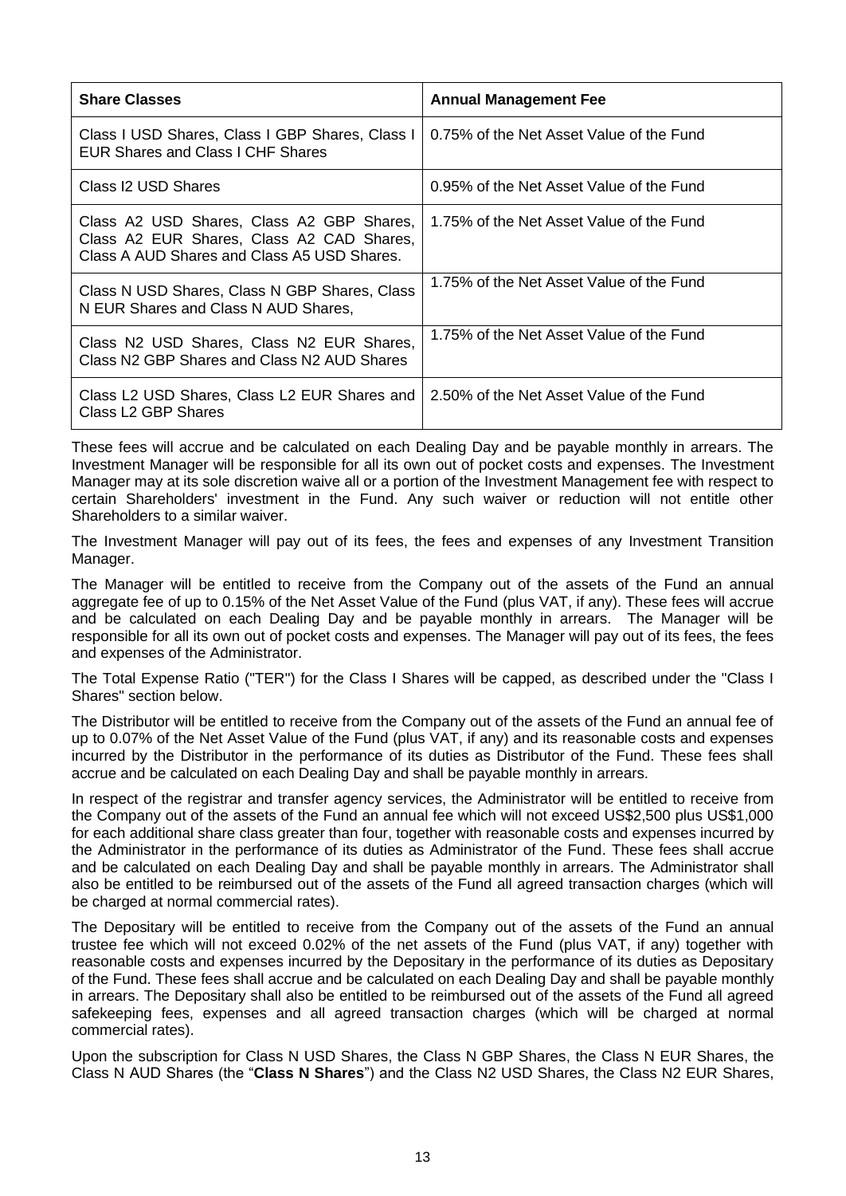| Share Classes | Annual Management Fee |
|---|---|
| Class I USD Shares, Class I GBP Shares, Class I EUR Shares and Class I CHF Shares | 0.75% of the Net Asset Value of the Fund |
| Class I2 USD Shares | 0.95% of the Net Asset Value of the Fund |
| Class A2 USD Shares, Class A2 GBP Shares, Class A2 EUR Shares, Class A2 CAD Shares, Class A AUD Shares and Class A5 USD Shares. | 1.75% of the Net Asset Value of the Fund |
| Class N USD Shares, Class N GBP Shares, Class N EUR Shares and Class N AUD Shares, | 1.75% of the Net Asset Value of the Fund |
| Class N2 USD Shares, Class N2 EUR Shares, Class N2 GBP Shares and Class N2 AUD Shares | 1.75% of the Net Asset Value of the Fund |
| Class L2 USD Shares, Class L2 EUR Shares and Class L2 GBP Shares | 2.50% of the Net Asset Value of the Fund |

These fees will accrue and be calculated on each Dealing Day and be payable monthly in arrears. The Investment Manager will be responsible for all its own out of pocket costs and expenses. The Investment Manager may at its sole discretion waive all or a portion of the Investment Management fee with respect to certain Shareholders' investment in the Fund. Any such waiver or reduction will not entitle other Shareholders to a similar waiver.

The Investment Manager will pay out of its fees, the fees and expenses of any Investment Transition Manager.

The Manager will be entitled to receive from the Company out of the assets of the Fund an annual aggregate fee of up to 0.15% of the Net Asset Value of the Fund (plus VAT, if any). These fees will accrue and be calculated on each Dealing Day and be payable monthly in arrears. The Manager will be responsible for all its own out of pocket costs and expenses. The Manager will pay out of its fees, the fees and expenses of the Administrator.

The Total Expense Ratio ("TER") for the Class I Shares will be capped, as described under the "Class I Shares" section below.

The Distributor will be entitled to receive from the Company out of the assets of the Fund an annual fee of up to 0.07% of the Net Asset Value of the Fund (plus VAT, if any) and its reasonable costs and expenses incurred by the Distributor in the performance of its duties as Distributor of the Fund. These fees shall accrue and be calculated on each Dealing Day and shall be payable monthly in arrears.

In respect of the registrar and transfer agency services, the Administrator will be entitled to receive from the Company out of the assets of the Fund an annual fee which will not exceed US$2,500 plus US$1,000 for each additional share class greater than four, together with reasonable costs and expenses incurred by the Administrator in the performance of its duties as Administrator of the Fund. These fees shall accrue and be calculated on each Dealing Day and shall be payable monthly in arrears. The Administrator shall also be entitled to be reimbursed out of the assets of the Fund all agreed transaction charges (which will be charged at normal commercial rates).

The Depositary will be entitled to receive from the Company out of the assets of the Fund an annual trustee fee which will not exceed 0.02% of the net assets of the Fund (plus VAT, if any) together with reasonable costs and expenses incurred by the Depositary in the performance of its duties as Depositary of the Fund. These fees shall accrue and be calculated on each Dealing Day and shall be payable monthly in arrears. The Depositary shall also be entitled to be reimbursed out of the assets of the Fund all agreed safekeeping fees, expenses and all agreed transaction charges (which will be charged at normal commercial rates).

Upon the subscription for Class N USD Shares, the Class N GBP Shares, the Class N EUR Shares, the Class N AUD Shares (the "**Class N Shares**") and the Class N2 USD Shares, the Class N2 EUR Shares,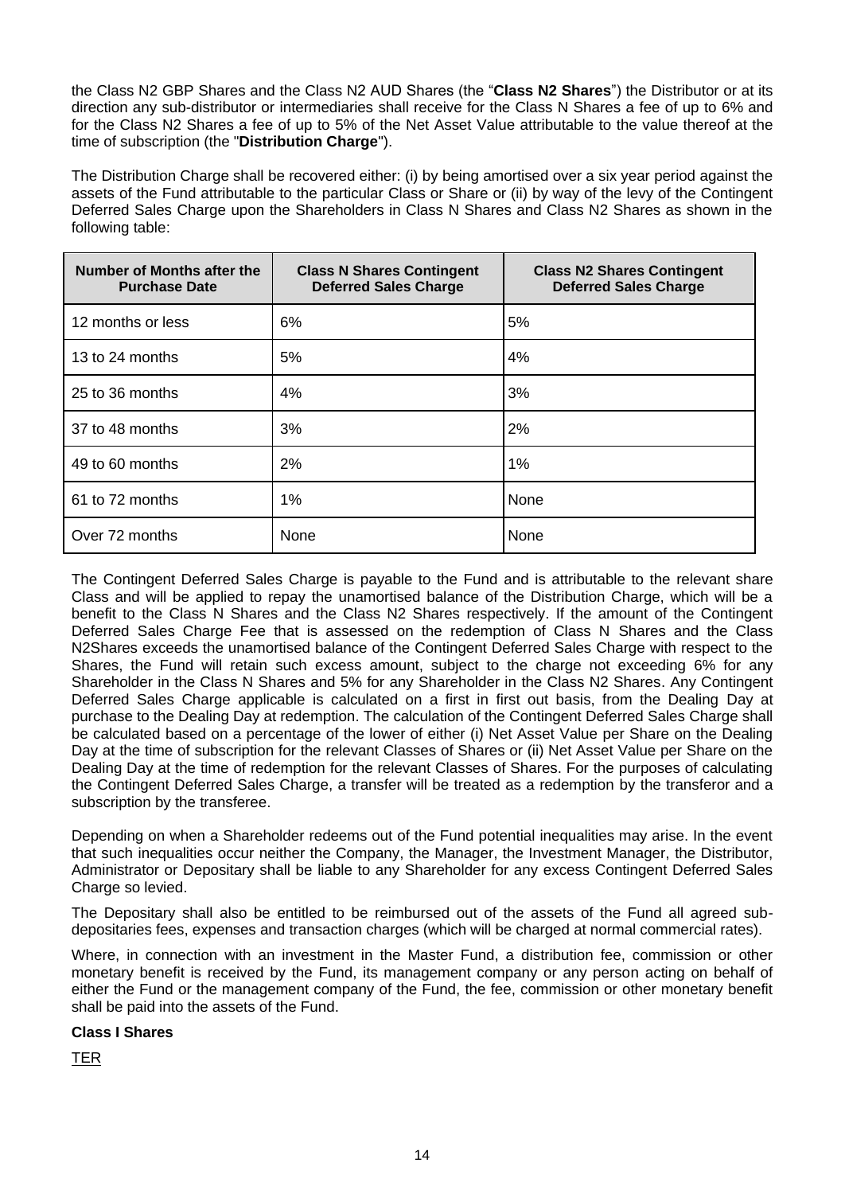the Class N2 GBP Shares and the Class N2 AUD Shares (the "**Class N2 Shares**") the Distributor or at its direction any sub-distributor or intermediaries shall receive for the Class N Shares a fee of up to 6% and for the Class N2 Shares a fee of up to 5% of the Net Asset Value attributable to the value thereof at the time of subscription (the "**Distribution Charge**").

The Distribution Charge shall be recovered either: (i) by being amortised over a six year period against the assets of the Fund attributable to the particular Class or Share or (ii) by way of the levy of the Contingent Deferred Sales Charge upon the Shareholders in Class N Shares and Class N2 Shares as shown in the following table:

| Number of Months after the Purchase Date | Class N Shares Contingent Deferred Sales Charge | Class N2 Shares Contingent Deferred Sales Charge |
|---|---|---|
| 12 months or less | 6% | 5% |
| 13 to 24 months | 5% | 4% |
| 25 to 36 months | 4% | 3% |
| 37 to 48 months | 3% | 2% |
| 49 to 60 months | 2% | 1% |
| 61 to 72 months | 1% | None |
| Over 72 months | None | None |

The Contingent Deferred Sales Charge is payable to the Fund and is attributable to the relevant share Class and will be applied to repay the unamortised balance of the Distribution Charge, which will be a benefit to the Class N Shares and the Class N2 Shares respectively. If the amount of the Contingent Deferred Sales Charge Fee that is assessed on the redemption of Class N Shares and the Class N2Shares exceeds the unamortised balance of the Contingent Deferred Sales Charge with respect to the Shares, the Fund will retain such excess amount, subject to the charge not exceeding 6% for any Shareholder in the Class N Shares and 5% for any Shareholder in the Class N2 Shares. Any Contingent Deferred Sales Charge applicable is calculated on a first in first out basis, from the Dealing Day at purchase to the Dealing Day at redemption. The calculation of the Contingent Deferred Sales Charge shall be calculated based on a percentage of the lower of either (i) Net Asset Value per Share on the Dealing Day at the time of subscription for the relevant Classes of Shares or (ii) Net Asset Value per Share on the Dealing Day at the time of redemption for the relevant Classes of Shares. For the purposes of calculating the Contingent Deferred Sales Charge, a transfer will be treated as a redemption by the transferor and a subscription by the transferee.

Depending on when a Shareholder redeems out of the Fund potential inequalities may arise. In the event that such inequalities occur neither the Company, the Manager, the Investment Manager, the Distributor, Administrator or Depositary shall be liable to any Shareholder for any excess Contingent Deferred Sales Charge so levied.

The Depositary shall also be entitled to be reimbursed out of the assets of the Fund all agreed sub-depositaries fees, expenses and transaction charges (which will be charged at normal commercial rates).

Where, in connection with an investment in the Master Fund, a distribution fee, commission or other monetary benefit is received by the Fund, its management company or any person acting on behalf of either the Fund or the management company of the Fund, the fee, commission or other monetary benefit shall be paid into the assets of the Fund.

**Class I Shares**

TER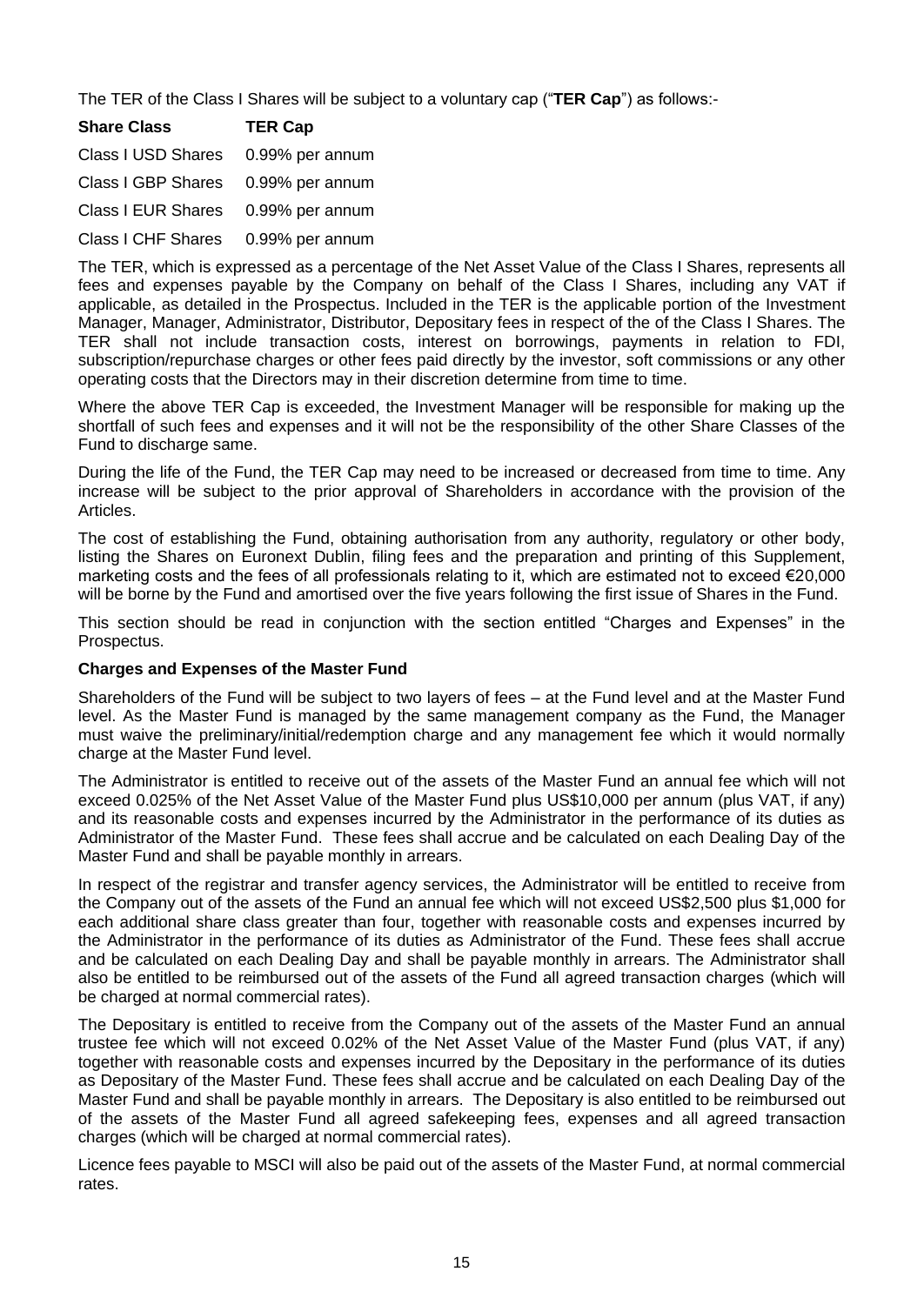The TER of the Class I Shares will be subject to a voluntary cap ("**TER Cap**") as follows:-

| **Share Class** | **TER Cap** |
|---|---|
| Class I USD Shares | 0.99% per annum |
| Class I GBP Shares | 0.99% per annum |
| Class I EUR Shares | 0.99% per annum |
| Class I CHF Shares | 0.99% per annum |

The TER, which is expressed as a percentage of the Net Asset Value of the Class I Shares, represents all fees and expenses payable by the Company on behalf of the Class I Shares, including any VAT if applicable, as detailed in the Prospectus. Included in the TER is the applicable portion of the Investment Manager, Manager, Administrator, Distributor, Depositary fees in respect of the of the Class I Shares. The TER shall not include transaction costs, interest on borrowings, payments in relation to FDI, subscription/repurchase charges or other fees paid directly by the investor, soft commissions or any other operating costs that the Directors may in their discretion determine from time to time.

Where the above TER Cap is exceeded, the Investment Manager will be responsible for making up the shortfall of such fees and expenses and it will not be the responsibility of the other Share Classes of the Fund to discharge same.

During the life of the Fund, the TER Cap may need to be increased or decreased from time to time. Any increase will be subject to the prior approval of Shareholders in accordance with the provision of the Articles.

The cost of establishing the Fund, obtaining authorisation from any authority, regulatory or other body, listing the Shares on Euronext Dublin, filing fees and the preparation and printing of this Supplement, marketing costs and the fees of all professionals relating to it, which are estimated not to exceed €20,000 will be borne by the Fund and amortised over the five years following the first issue of Shares in the Fund.

This section should be read in conjunction with the section entitled "Charges and Expenses" in the Prospectus.

**Charges and Expenses of the Master Fund**

Shareholders of the Fund will be subject to two layers of fees – at the Fund level and at the Master Fund level. As the Master Fund is managed by the same management company as the Fund, the Manager must waive the preliminary/initial/redemption charge and any management fee which it would normally charge at the Master Fund level.

The Administrator is entitled to receive out of the assets of the Master Fund an annual fee which will not exceed 0.025% of the Net Asset Value of the Master Fund plus US$10,000 per annum (plus VAT, if any) and its reasonable costs and expenses incurred by the Administrator in the performance of its duties as Administrator of the Master Fund. These fees shall accrue and be calculated on each Dealing Day of the Master Fund and shall be payable monthly in arrears.

In respect of the registrar and transfer agency services, the Administrator will be entitled to receive from the Company out of the assets of the Fund an annual fee which will not exceed US$2,500 plus $1,000 for each additional share class greater than four, together with reasonable costs and expenses incurred by the Administrator in the performance of its duties as Administrator of the Fund. These fees shall accrue and be calculated on each Dealing Day and shall be payable monthly in arrears. The Administrator shall also be entitled to be reimbursed out of the assets of the Fund all agreed transaction charges (which will be charged at normal commercial rates).

The Depositary is entitled to receive from the Company out of the assets of the Master Fund an annual trustee fee which will not exceed 0.02% of the Net Asset Value of the Master Fund (plus VAT, if any) together with reasonable costs and expenses incurred by the Depositary in the performance of its duties as Depositary of the Master Fund. These fees shall accrue and be calculated on each Dealing Day of the Master Fund and shall be payable monthly in arrears. The Depositary is also entitled to be reimbursed out of the assets of the Master Fund all agreed safekeeping fees, expenses and all agreed transaction charges (which will be charged at normal commercial rates).

Licence fees payable to MSCI will also be paid out of the assets of the Master Fund, at normal commercial rates.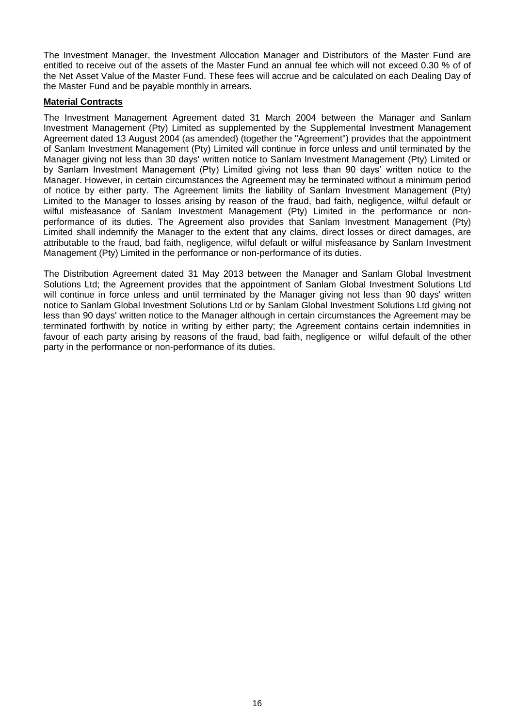The Investment Manager, the Investment Allocation Manager and Distributors of the Master Fund are entitled to receive out of the assets of the Master Fund an annual fee which will not exceed 0.30 % of of the Net Asset Value of the Master Fund. These fees will accrue and be calculated on each Dealing Day of the Master Fund and be payable monthly in arrears.

**Material Contracts**

The Investment Management Agreement dated 31 March 2004 between the Manager and Sanlam Investment Management (Pty) Limited as supplemented by the Supplemental Investment Management Agreement dated 13 August 2004 (as amended) (together the "Agreement") provides that the appointment of Sanlam Investment Management (Pty) Limited will continue in force unless and until terminated by the Manager giving not less than 30 days' written notice to Sanlam Investment Management (Pty) Limited or by Sanlam Investment Management (Pty) Limited giving not less than 90 days' written notice to the Manager. However, in certain circumstances the Agreement may be terminated without a minimum period of notice by either party. The Agreement limits the liability of Sanlam Investment Management (Pty) Limited to the Manager to losses arising by reason of the fraud, bad faith, negligence, wilful default or wilful misfeasance of Sanlam Investment Management (Pty) Limited in the performance or non-performance of its duties. The Agreement also provides that Sanlam Investment Management (Pty) Limited shall indemnify the Manager to the extent that any claims, direct losses or direct damages, are attributable to the fraud, bad faith, negligence, wilful default or wilful misfeasance by Sanlam Investment Management (Pty) Limited in the performance or non-performance of its duties.

The Distribution Agreement dated 31 May 2013 between the Manager and Sanlam Global Investment Solutions Ltd; the Agreement provides that the appointment of Sanlam Global Investment Solutions Ltd will continue in force unless and until terminated by the Manager giving not less than 90 days' written notice to Sanlam Global Investment Solutions Ltd or by Sanlam Global Investment Solutions Ltd giving not less than 90 days' written notice to the Manager although in certain circumstances the Agreement may be terminated forthwith by notice in writing by either party; the Agreement contains certain indemnities in favour of each party arising by reasons of the fraud, bad faith, negligence or wilful default of the other party in the performance or non-performance of its duties.